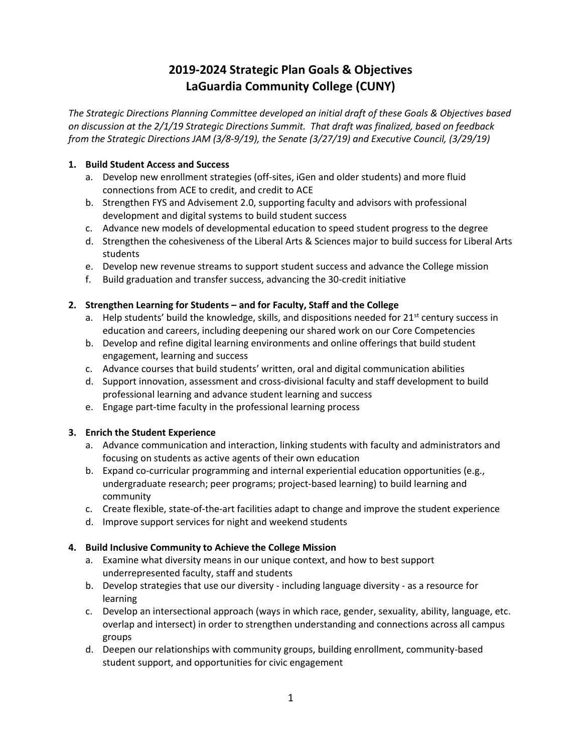# 2019-2024 Strategic Plan Goals & Objectives
# LaGuardia Community College (CUNY)

*The Strategic Directions Planning Committee developed an initial draft of these Goals & Objectives based on discussion at the 2/1/19 Strategic Directions Summit. That draft was finalized, based on feedback from the Strategic Directions JAM (3/8-9/19), the Senate (3/27/19) and Executive Council, (3/29/19)*

1. **Build Student Access and Success**
   a. Develop new enrollment strategies (off-sites, iGen and older students) and more fluid connections from ACE to credit, and credit to ACE
   b. Strengthen FYS and Advisement 2.0, supporting faculty and advisors with professional development and digital systems to build student success
   c. Advance new models of developmental education to speed student progress to the degree
   d. Strengthen the cohesiveness of the Liberal Arts & Sciences major to build success for Liberal Arts students
   e. Develop new revenue streams to support student success and advance the College mission
   f. Build graduation and transfer success, advancing the 30-credit initiative

2. **Strengthen Learning for Students – and for Faculty, Staff and the College**
   a. Help students' build the knowledge, skills, and dispositions needed for 21st century success in education and careers, including deepening our shared work on our Core Competencies
   b. Develop and refine digital learning environments and online offerings that build student engagement, learning and success
   c. Advance courses that build students' written, oral and digital communication abilities
   d. Support innovation, assessment and cross-divisional faculty and staff development to build professional learning and advance student learning and success
   e. Engage part-time faculty in the professional learning process

3. **Enrich the Student Experience**
   a. Advance communication and interaction, linking students with faculty and administrators and focusing on students as active agents of their own education
   b. Expand co-curricular programming and internal experiential education opportunities (e.g., undergraduate research; peer programs; project-based learning) to build learning and community
   c. Create flexible, state-of-the-art facilities adapt to change and improve the student experience
   d. Improve support services for night and weekend students

4. **Build Inclusive Community to Achieve the College Mission**
   a. Examine what diversity means in our unique context, and how to best support underrepresented faculty, staff and students
   b. Develop strategies that use our diversity - including language diversity - as a resource for learning
   c. Develop an intersectional approach (ways in which race, gender, sexuality, ability, language, etc. overlap and intersect) in order to strengthen understanding and connections across all campus groups
   d. Deepen our relationships with community groups, building enrollment, community-based student support, and opportunities for civic engagement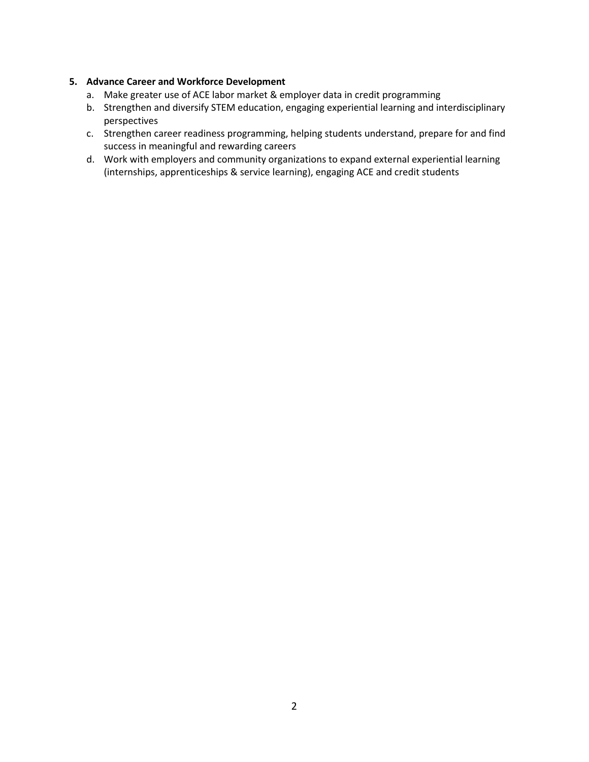5. **Advance Career and Workforce Development**
    a. Make greater use of ACE labor market & employer data in credit programming
    b. Strengthen and diversify STEM education, engaging experiential learning and interdisciplinary perspectives
    c. Strengthen career readiness programming, helping students understand, prepare for and find success in meaningful and rewarding careers
    d. Work with employers and community organizations to expand external experiential learning (internships, apprenticeships & service learning), engaging ACE and credit students